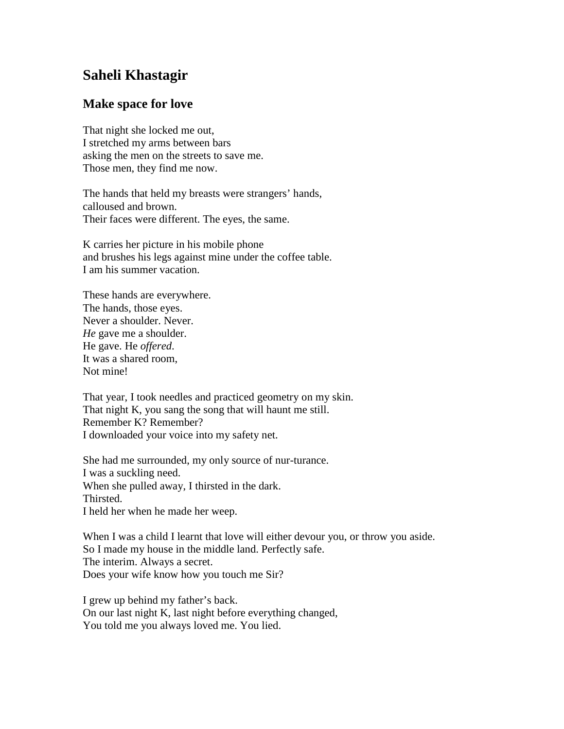# Saheli Khastagir

## Make space for love

That night she locked me out,
I stretched my arms between bars
asking the men on the streets to save me.
Those men, they find me now.

The hands that held my breasts were strangers' hands,
calloused and brown.
Their faces were different. The eyes, the same.

K carries her picture in his mobile phone
and brushes his legs against mine under the coffee table.
I am his summer vacation.

These hands are everywhere.
The hands, those eyes.
Never a shoulder. Never.
*He* gave me a shoulder.
He gave. He *offered*.
It was a shared room,
Not mine!

That year, I took needles and practiced geometry on my skin.
That night K, you sang the song that will haunt me still.
Remember K? Remember?
I downloaded your voice into my safety net.

She had me surrounded, my only source of nur-turance.
I was a suckling need.
When she pulled away, I thirsted in the dark.
Thirsted.
I held her when he made her weep.

When I was a child I learnt that love will either devour you, or throw you aside.
So I made my house in the middle land. Perfectly safe.
The interim. Always a secret.
Does your wife know how you touch me Sir?

I grew up behind my father's back.
On our last night K, last night before everything changed,
You told me you always loved me. You lied.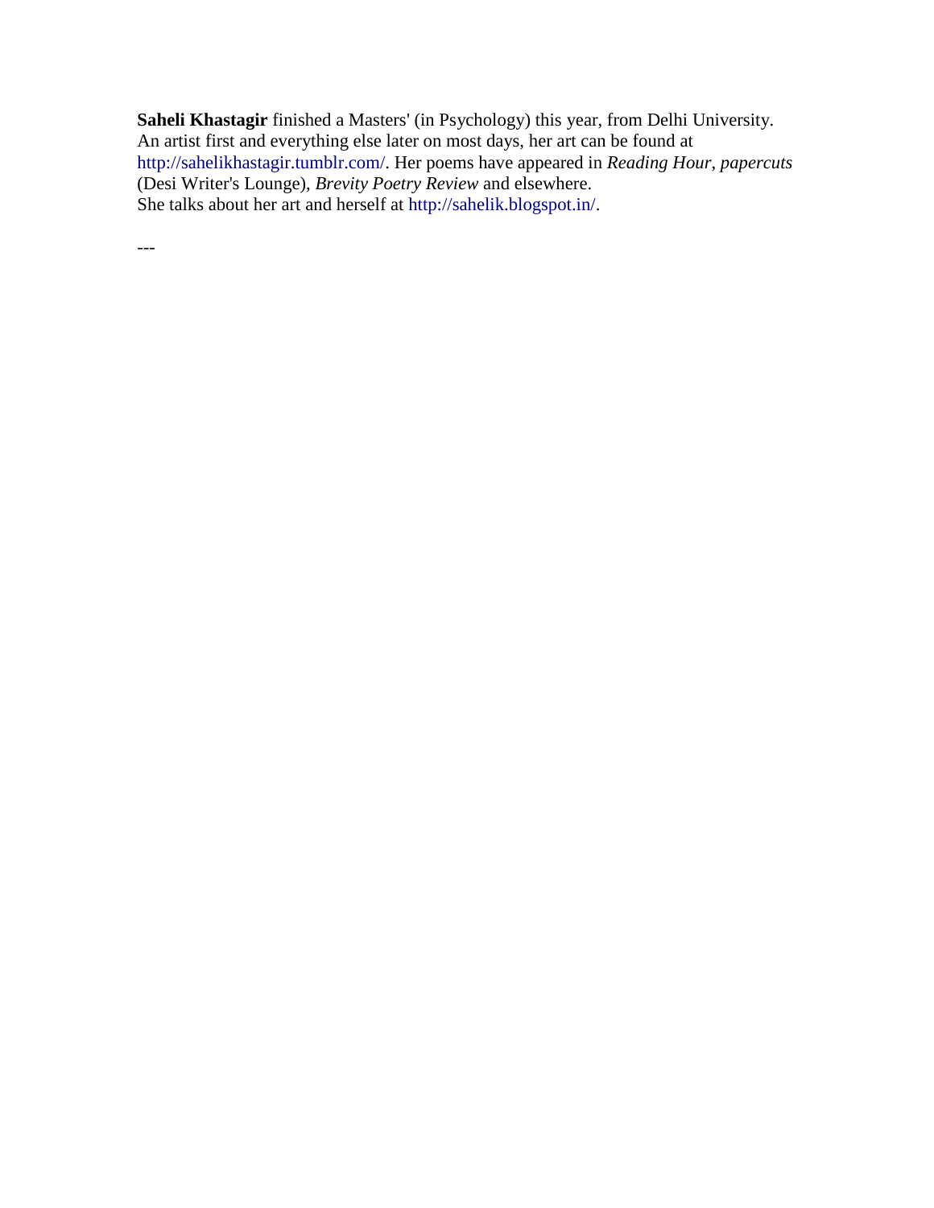**Saheli Khastagir** finished a Masters' (in Psychology) this year, from Delhi University. An artist first and everything else later on most days, her art can be found at http://sahelikhastagir.tumblr.com/. Her poems have appeared in *Reading Hour*, *papercuts* (Desi Writer's Lounge), *Brevity Poetry Review* and elsewhere.
She talks about her art and herself at http://sahelik.blogspot.in/.

---